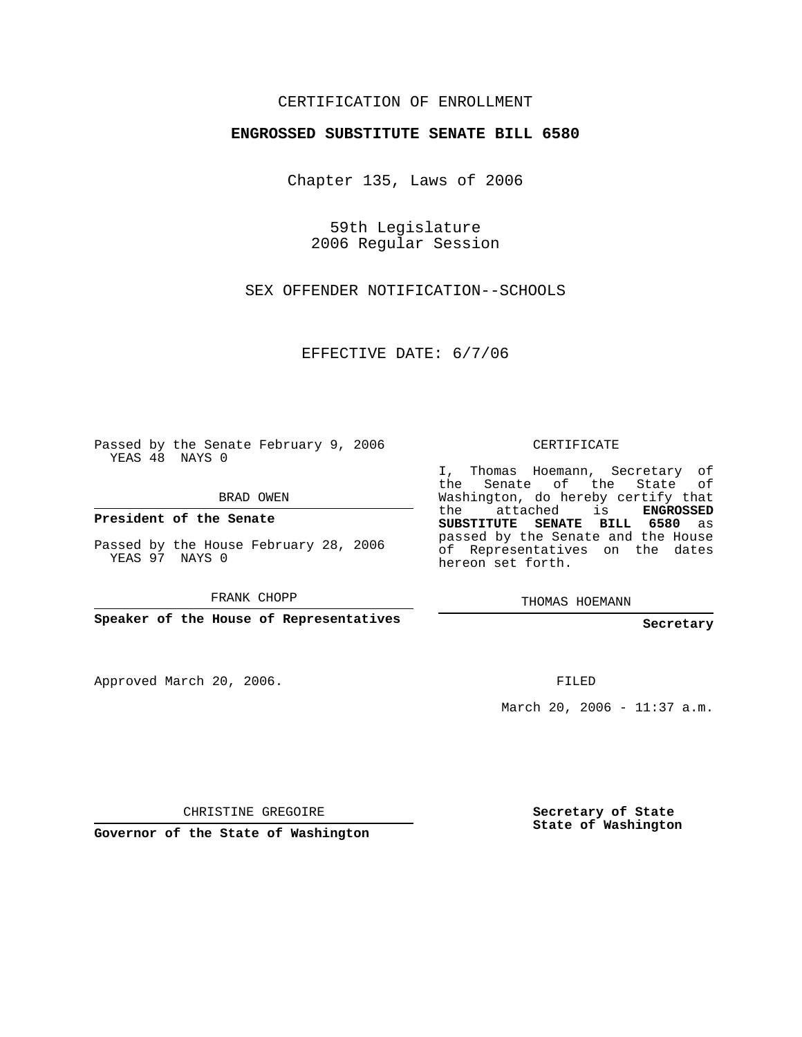CERTIFICATION OF ENROLLMENT

**ENGROSSED SUBSTITUTE SENATE BILL 6580**

Chapter 135, Laws of 2006

59th Legislature
2006 Regular Session

SEX OFFENDER NOTIFICATION--SCHOOLS

EFFECTIVE DATE: 6/7/06

Passed by the Senate February 9, 2006
YEAS 48 NAYS 0

BRAD OWEN

**President of the Senate**

Passed by the House February 28, 2006
YEAS 97 NAYS 0

FRANK CHOPP

**Speaker of the House of Representatives**

Approved March 20, 2006.

CHRISTINE GREGOIRE

**Governor of the State of Washington**

CERTIFICATE

I, Thomas Hoemann, Secretary of the Senate of the State of Washington, do hereby certify that the attached is **ENGROSSED SUBSTITUTE SENATE BILL 6580** as passed by the Senate and the House of Representatives on the dates hereon set forth.

THOMAS HOEMANN

**Secretary**

FILED

March 20, 2006 - 11:37 a.m.

**Secretary of State**
**State of Washington**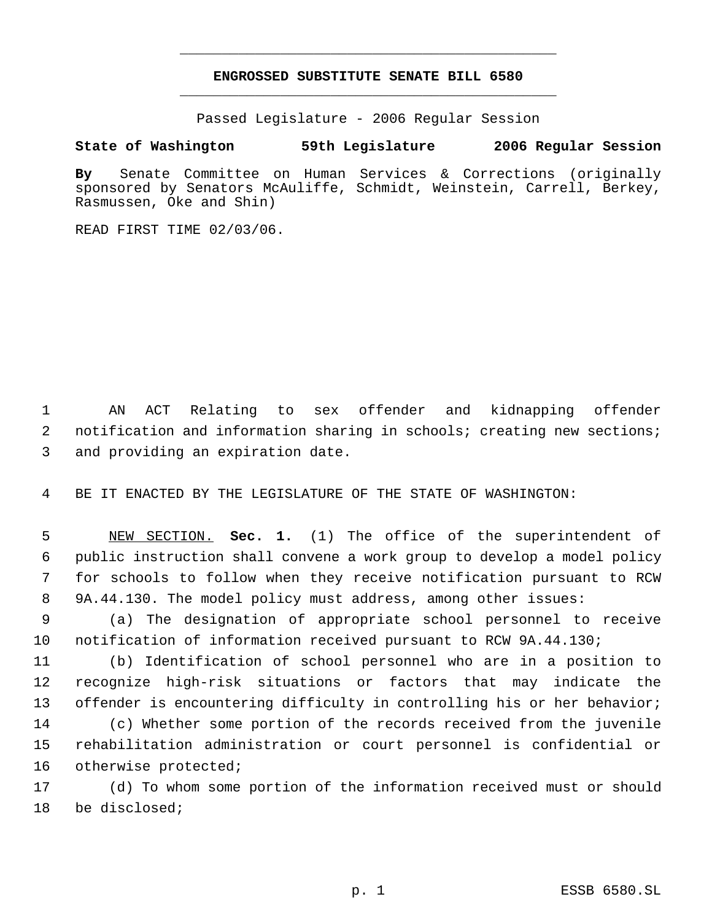**ENGROSSED SUBSTITUTE SENATE BILL 6580**

Passed Legislature - 2006 Regular Session

**State of Washington 59th Legislature 2006 Regular Session**

**By** Senate Committee on Human Services & Corrections (originally sponsored by Senators McAuliffe, Schmidt, Weinstein, Carrell, Berkey, Rasmussen, Oke and Shin)

READ FIRST TIME 02/03/06.

AN ACT Relating to sex offender and kidnapping offender notification and information sharing in schools; creating new sections; and providing an expiration date.

BE IT ENACTED BY THE LEGISLATURE OF THE STATE OF WASHINGTON:

NEW SECTION. **Sec. 1.** (1) The office of the superintendent of public instruction shall convene a work group to develop a model policy for schools to follow when they receive notification pursuant to RCW 9A.44.130. The model policy must address, among other issues:

(a) The designation of appropriate school personnel to receive notification of information received pursuant to RCW 9A.44.130;

(b) Identification of school personnel who are in a position to recognize high-risk situations or factors that may indicate the offender is encountering difficulty in controlling his or her behavior;

(c) Whether some portion of the records received from the juvenile rehabilitation administration or court personnel is confidential or otherwise protected;

(d) To whom some portion of the information received must or should be disclosed;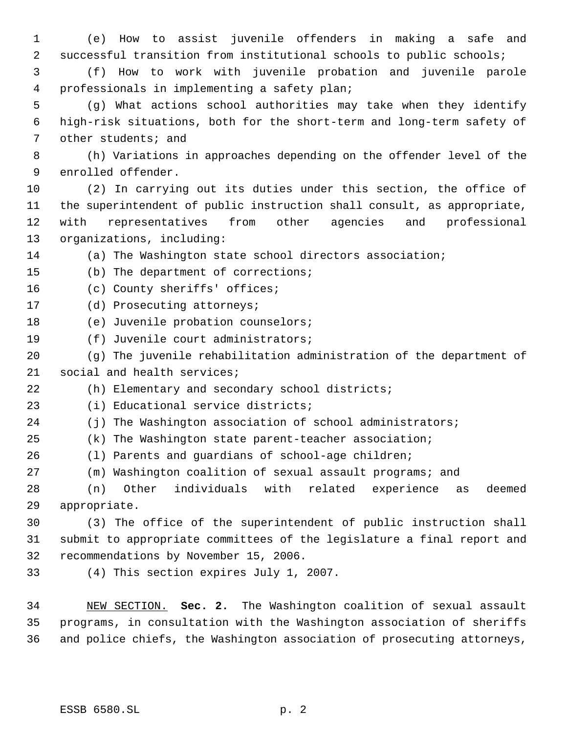(e) How to assist juvenile offenders in making a safe and successful transition from institutional schools to public schools;

(f) How to work with juvenile probation and juvenile parole professionals in implementing a safety plan;

(g) What actions school authorities may take when they identify high-risk situations, both for the short-term and long-term safety of other students; and

(h) Variations in approaches depending on the offender level of the enrolled offender.

(2) In carrying out its duties under this section, the office of the superintendent of public instruction shall consult, as appropriate, with representatives from other agencies and professional organizations, including:

(a) The Washington state school directors association;

(b) The department of corrections;

(c) County sheriffs' offices;

(d) Prosecuting attorneys;

(e) Juvenile probation counselors;

(f) Juvenile court administrators;

(g) The juvenile rehabilitation administration of the department of social and health services;

(h) Elementary and secondary school districts;

(i) Educational service districts;

(j) The Washington association of school administrators;

(k) The Washington state parent-teacher association;

(l) Parents and guardians of school-age children;

(m) Washington coalition of sexual assault programs; and

(n) Other individuals with related experience as deemed appropriate.

(3) The office of the superintendent of public instruction shall submit to appropriate committees of the legislature a final report and recommendations by November 15, 2006.

(4) This section expires July 1, 2007.

NEW SECTION. **Sec. 2.** The Washington coalition of sexual assault programs, in consultation with the Washington association of sheriffs and police chiefs, the Washington association of prosecuting attorneys,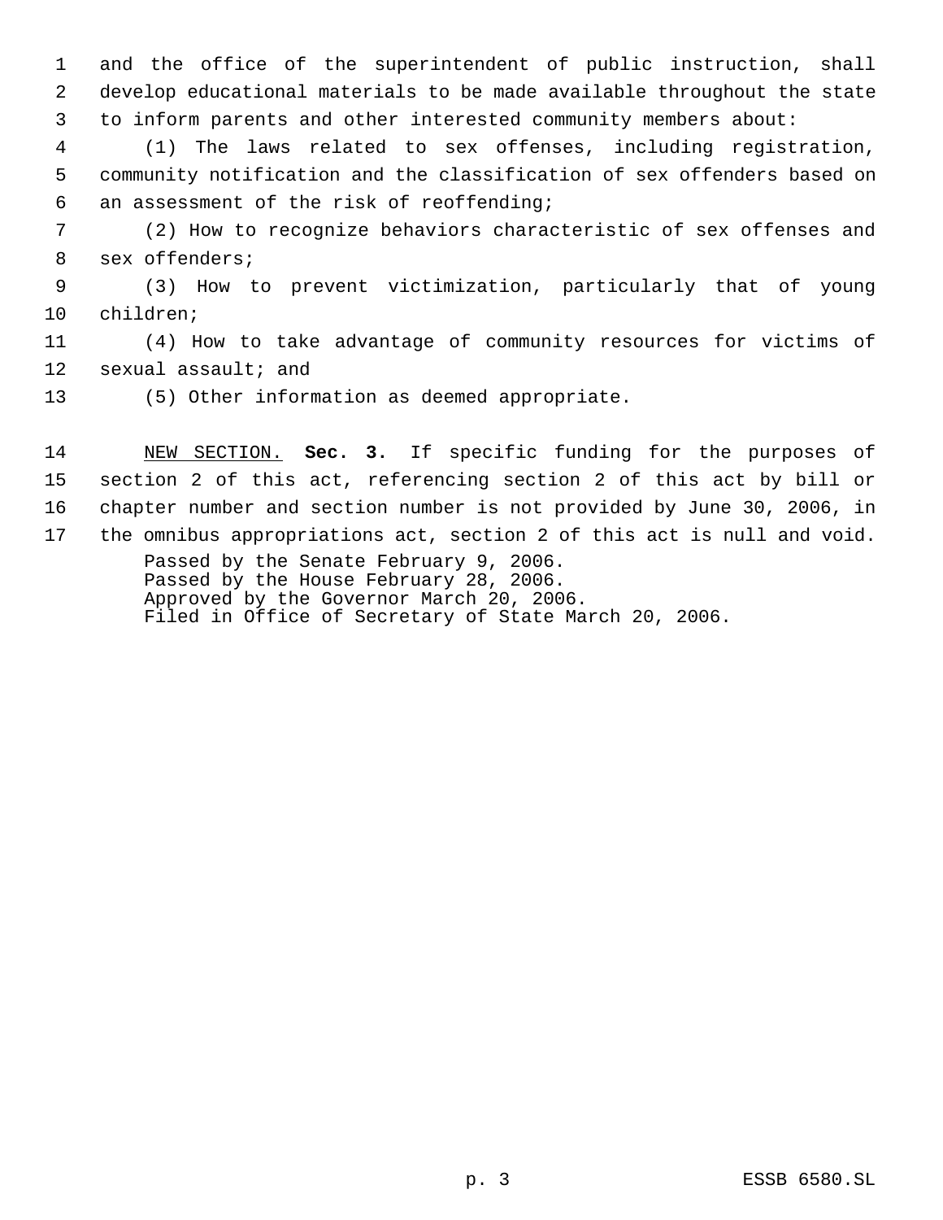and the office of the superintendent of public instruction, shall develop educational materials to be made available throughout the state to inform parents and other interested community members about:

(1) The laws related to sex offenses, including registration, community notification and the classification of sex offenders based on an assessment of the risk of reoffending;

(2) How to recognize behaviors characteristic of sex offenses and sex offenders;

(3) How to prevent victimization, particularly that of young children;

(4) How to take advantage of community resources for victims of sexual assault; and

(5) Other information as deemed appropriate.

NEW SECTION. **Sec. 3.** If specific funding for the purposes of section 2 of this act, referencing section 2 of this act by bill or chapter number and section number is not provided by June 30, 2006, in the omnibus appropriations act, section 2 of this act is null and void.

Passed by the Senate February 9, 2006.
Passed by the House February 28, 2006.
Approved by the Governor March 20, 2006.
Filed in Office of Secretary of State March 20, 2006.